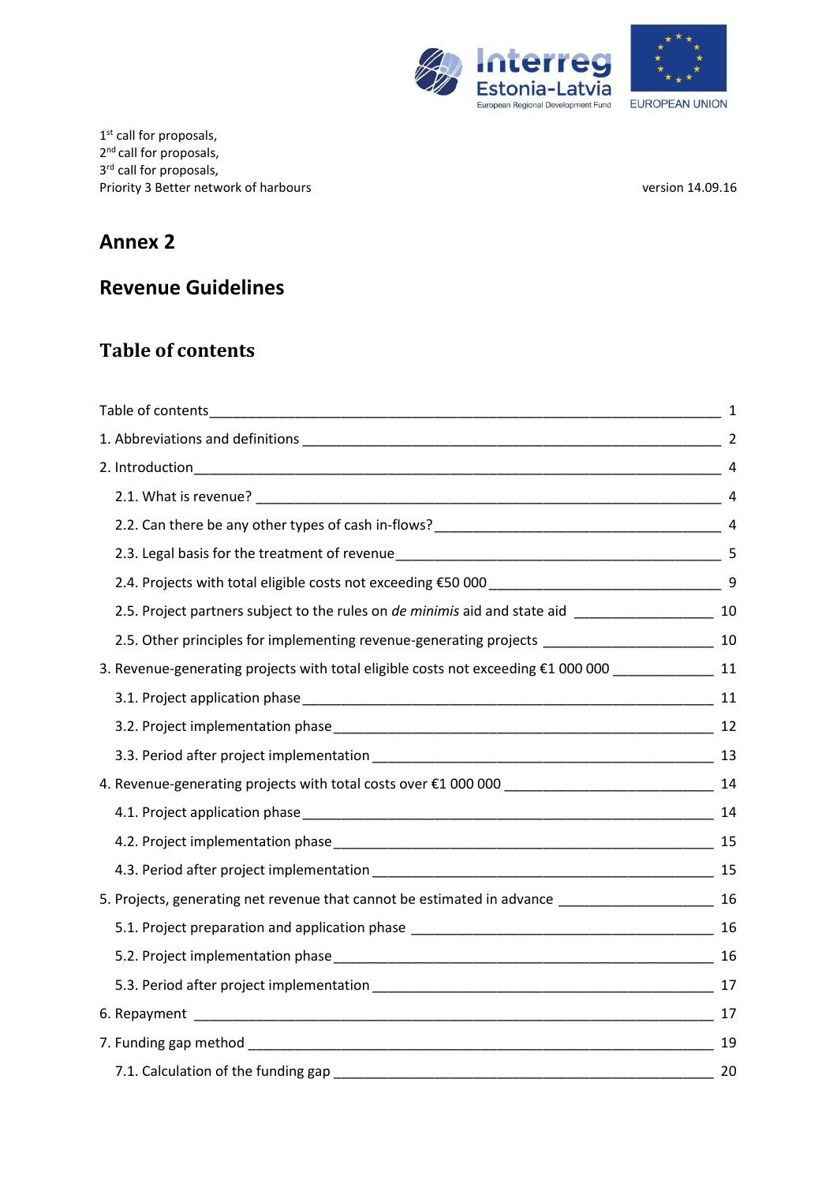1st call for proposals,
2nd call for proposals,
3rd call for proposals,
Priority 3 Better network of harbours

version 14.09.16

# Annex 2

# Revenue Guidelines

## Table of contents

Table of contents 1

1. Abbreviations and definitions 2

2. Introduction 4

 2.1. What is revenue? 4

 2.2. Can there be any other types of cash in-flows? 4

 2.3. Legal basis for the treatment of revenue 5

 2.4. Projects with total eligible costs not exceeding €50 000 9

 2.5. Project partners subject to the rules on *de minimis* aid and state aid 10

 2.5. Other principles for implementing revenue-generating projects 10

3. Revenue-generating projects with total eligible costs not exceeding €1 000 000 11

 3.1. Project application phase 11

 3.2. Project implementation phase 12

 3.3. Period after project implementation 13

4. Revenue-generating projects with total costs over €1 000 000 14

 4.1. Project application phase 14

 4.2. Project implementation phase 15

 4.3. Period after project implementation 15

5. Projects, generating net revenue that cannot be estimated in advance 16

 5.1. Project preparation and application phase 16

 5.2. Project implementation phase 16

 5.3. Period after project implementation 17

6. Repayment 17

7. Funding gap method 19

 7.1. Calculation of the funding gap 20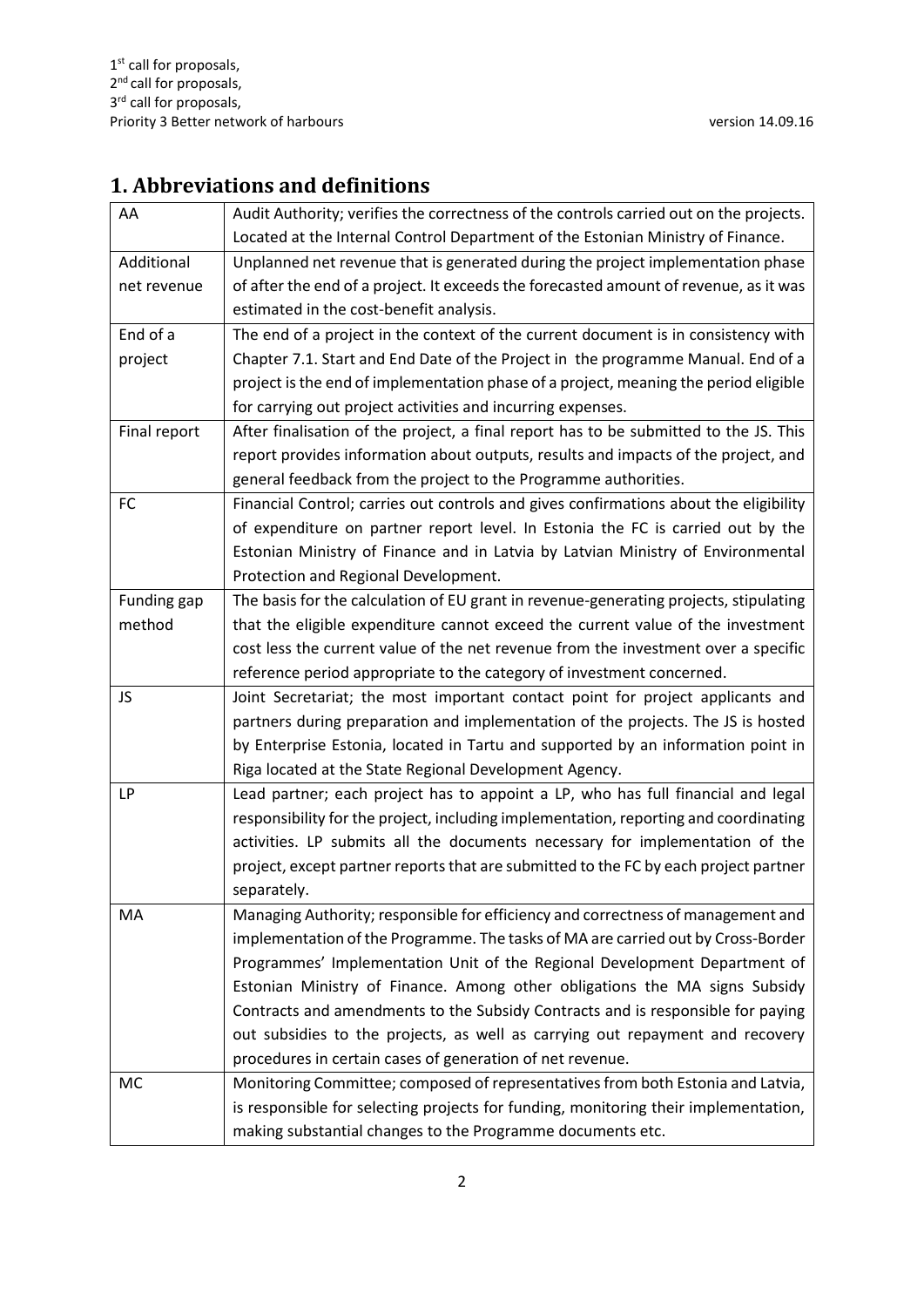# 1. Abbreviations and definitions

| | |
|---|---|
| AA | Audit Authority; verifies the correctness of the controls carried out on the projects. Located at the Internal Control Department of the Estonian Ministry of Finance. |
| Additional net revenue | Unplanned net revenue that is generated during the project implementation phase of after the end of a project. It exceeds the forecasted amount of revenue, as it was estimated in the cost-benefit analysis. |
| End of a project | The end of a project in the context of the current document is in consistency with Chapter 7.1. Start and End Date of the Project in the programme Manual. End of a project is the end of implementation phase of a project, meaning the period eligible for carrying out project activities and incurring expenses. |
| Final report | After finalisation of the project, a final report has to be submitted to the JS. This report provides information about outputs, results and impacts of the project, and general feedback from the project to the Programme authorities. |
| FC | Financial Control; carries out controls and gives confirmations about the eligibility of expenditure on partner report level. In Estonia the FC is carried out by the Estonian Ministry of Finance and in Latvia by Latvian Ministry of Environmental Protection and Regional Development. |
| Funding gap method | The basis for the calculation of EU grant in revenue-generating projects, stipulating that the eligible expenditure cannot exceed the current value of the investment cost less the current value of the net revenue from the investment over a specific reference period appropriate to the category of investment concerned. |
| JS | Joint Secretariat; the most important contact point for project applicants and partners during preparation and implementation of the projects. The JS is hosted by Enterprise Estonia, located in Tartu and supported by an information point in Riga located at the State Regional Development Agency. |
| LP | Lead partner; each project has to appoint a LP, who has full financial and legal responsibility for the project, including implementation, reporting and coordinating activities. LP submits all the documents necessary for implementation of the project, except partner reports that are submitted to the FC by each project partner separately. |
| MA | Managing Authority; responsible for efficiency and correctness of management and implementation of the Programme. The tasks of MA are carried out by Cross-Border Programmes' Implementation Unit of the Regional Development Department of Estonian Ministry of Finance. Among other obligations the MA signs Subsidy Contracts and amendments to the Subsidy Contracts and is responsible for paying out subsidies to the projects, as well as carrying out repayment and recovery procedures in certain cases of generation of net revenue. |
| MC | Monitoring Committee; composed of representatives from both Estonia and Latvia, is responsible for selecting projects for funding, monitoring their implementation, making substantial changes to the Programme documents etc. |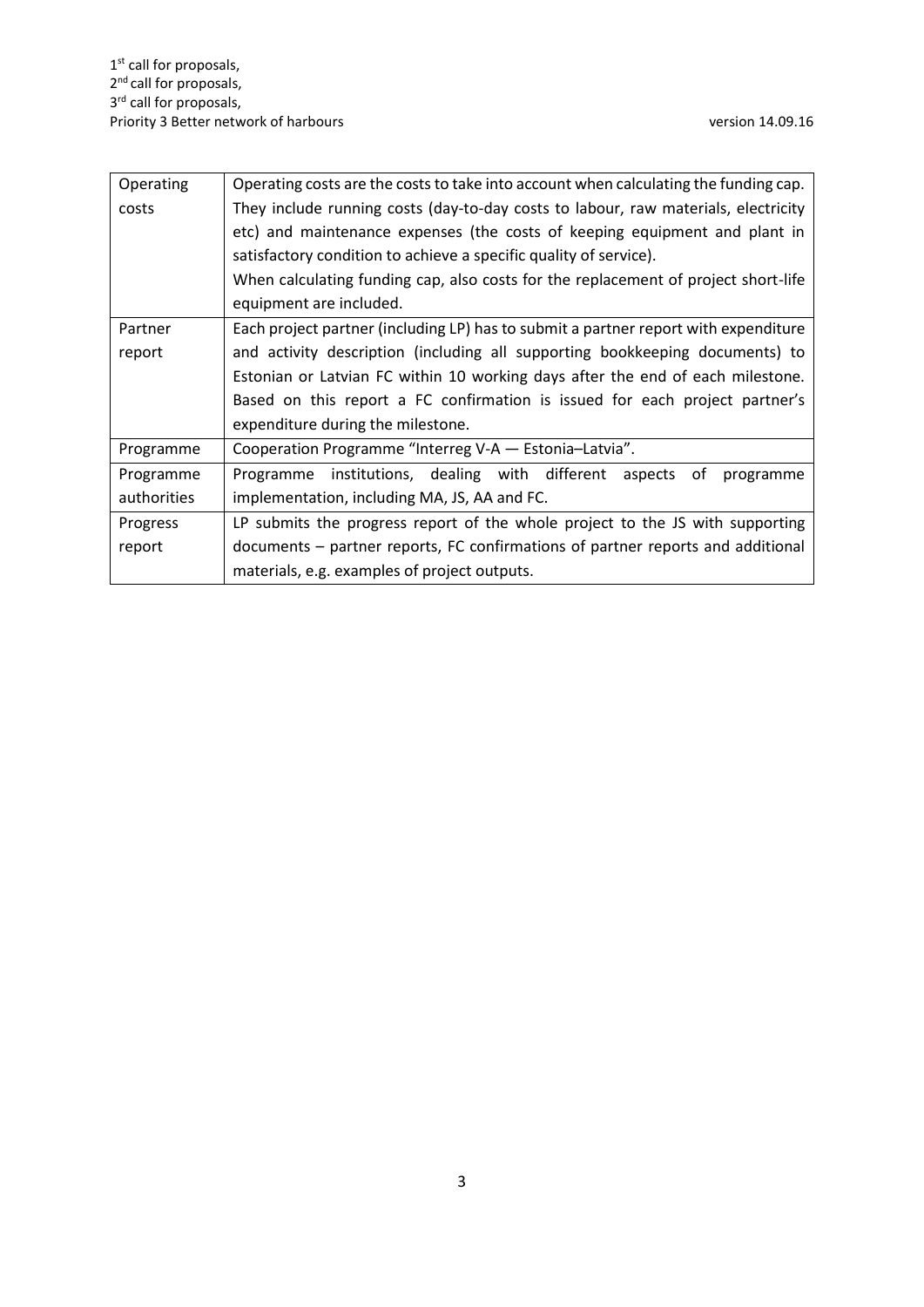| | |
|---|---|
| Operating costs | Operating costs are the costs to take into account when calculating the funding cap. They include running costs (day-to-day costs to labour, raw materials, electricity etc) and maintenance expenses (the costs of keeping equipment and plant in satisfactory condition to achieve a specific quality of service).<br>When calculating funding cap, also costs for the replacement of project short-life equipment are included. |
| Partner report | Each project partner (including LP) has to submit a partner report with expenditure and activity description (including all supporting bookkeeping documents) to Estonian or Latvian FC within 10 working days after the end of each milestone. Based on this report a FC confirmation is issued for each project partner's expenditure during the milestone. |
| Programme | Cooperation Programme "Interreg V-A — Estonia–Latvia". |
| Programme authorities | Programme institutions, dealing with different aspects of programme implementation, including MA, JS, AA and FC. |
| Progress report | LP submits the progress report of the whole project to the JS with supporting documents – partner reports, FC confirmations of partner reports and additional materials, e.g. examples of project outputs. |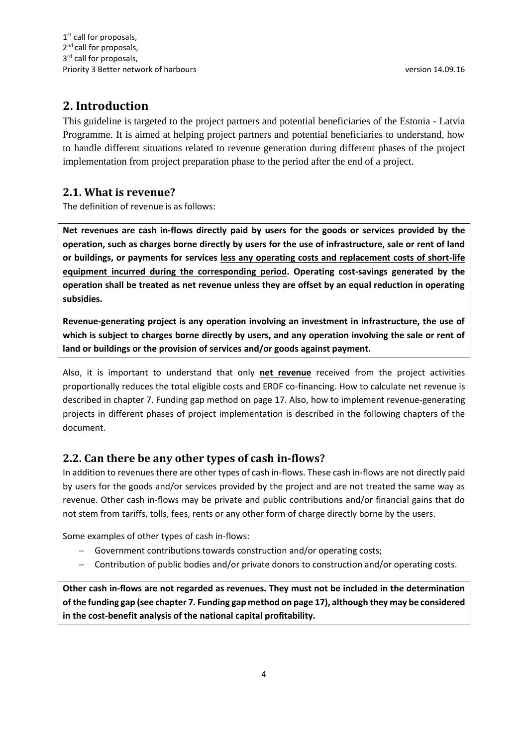## 2. Introduction

This guideline is targeted to the project partners and potential beneficiaries of the Estonia - Latvia Programme. It is aimed at helping project partners and potential beneficiaries to understand, how to handle different situations related to revenue generation during different phases of the project implementation from project preparation phase to the period after the end of a project.

### 2.1. What is revenue?

The definition of revenue is as follows:

**Net revenues are cash in-flows directly paid by users for the goods or services provided by the operation, such as charges borne directly by users for the use of infrastructure, sale or rent of land or buildings, or payments for services <u>less any operating costs and replacement costs of short-life equipment incurred during the corresponding period</u>. Operating cost-savings generated by the operation shall be treated as net revenue unless they are offset by an equal reduction in operating subsidies.**

**Revenue-generating project is any operation involving an investment in infrastructure, the use of which is subject to charges borne directly by users, and any operation involving the sale or rent of land or buildings or the provision of services and/or goods against payment.**

Also, it is important to understand that only **<u>net revenue</u>** received from the project activities proportionally reduces the total eligible costs and ERDF co-financing. How to calculate net revenue is described in chapter 7. Funding gap method on page 17. Also, how to implement revenue-generating projects in different phases of project implementation is described in the following chapters of the document.

### 2.2. Can there be any other types of cash in-flows?

In addition to revenues there are other types of cash in-flows. These cash in-flows are not directly paid by users for the goods and/or services provided by the project and are not treated the same way as revenue. Other cash in-flows may be private and public contributions and/or financial gains that do not stem from tariffs, tolls, fees, rents or any other form of charge directly borne by the users.

Some examples of other types of cash in-flows:

- Government contributions towards construction and/or operating costs;
- Contribution of public bodies and/or private donors to construction and/or operating costs.

**Other cash in-flows are not regarded as revenues. They must not be included in the determination of the funding gap (see chapter 7. Funding gap method on page 17), although they may be considered in the cost-benefit analysis of the national capital profitability.**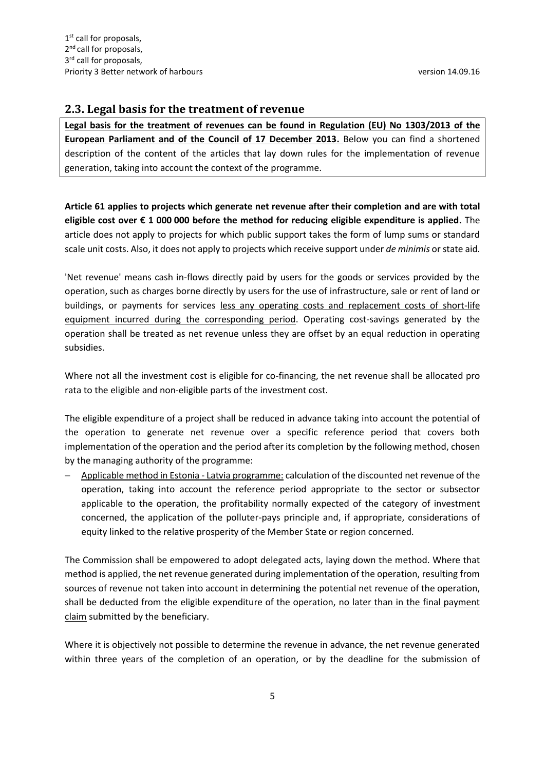## 2.3. Legal basis for the treatment of revenue

**Legal basis for the treatment of revenues can be found in Regulation (EU) No 1303/2013 of the European Parliament and of the Council of 17 December 2013.** Below you can find a shortened description of the content of the articles that lay down rules for the implementation of revenue generation, taking into account the context of the programme.

**Article 61 applies to projects which generate net revenue after their completion and are with total eligible cost over € 1 000 000 before the method for reducing eligible expenditure is applied.** The article does not apply to projects for which public support takes the form of lump sums or standard scale unit costs. Also, it does not apply to projects which receive support under *de minimis* or state aid.

'Net revenue' means cash in-flows directly paid by users for the goods or services provided by the operation, such as charges borne directly by users for the use of infrastructure, sale or rent of land or buildings, or payments for services less any operating costs and replacement costs of short-life equipment incurred during the corresponding period. Operating cost-savings generated by the operation shall be treated as net revenue unless they are offset by an equal reduction in operating subsidies.

Where not all the investment cost is eligible for co-financing, the net revenue shall be allocated pro rata to the eligible and non-eligible parts of the investment cost.

The eligible expenditure of a project shall be reduced in advance taking into account the potential of the operation to generate net revenue over a specific reference period that covers both implementation of the operation and the period after its completion by the following method, chosen by the managing authority of the programme:

- Applicable method in Estonia - Latvia programme: calculation of the discounted net revenue of the operation, taking into account the reference period appropriate to the sector or subsector applicable to the operation, the profitability normally expected of the category of investment concerned, the application of the polluter-pays principle and, if appropriate, considerations of equity linked to the relative prosperity of the Member State or region concerned.

The Commission shall be empowered to adopt delegated acts, laying down the method. Where that method is applied, the net revenue generated during implementation of the operation, resulting from sources of revenue not taken into account in determining the potential net revenue of the operation, shall be deducted from the eligible expenditure of the operation, no later than in the final payment claim submitted by the beneficiary.

Where it is objectively not possible to determine the revenue in advance, the net revenue generated within three years of the completion of an operation, or by the deadline for the submission of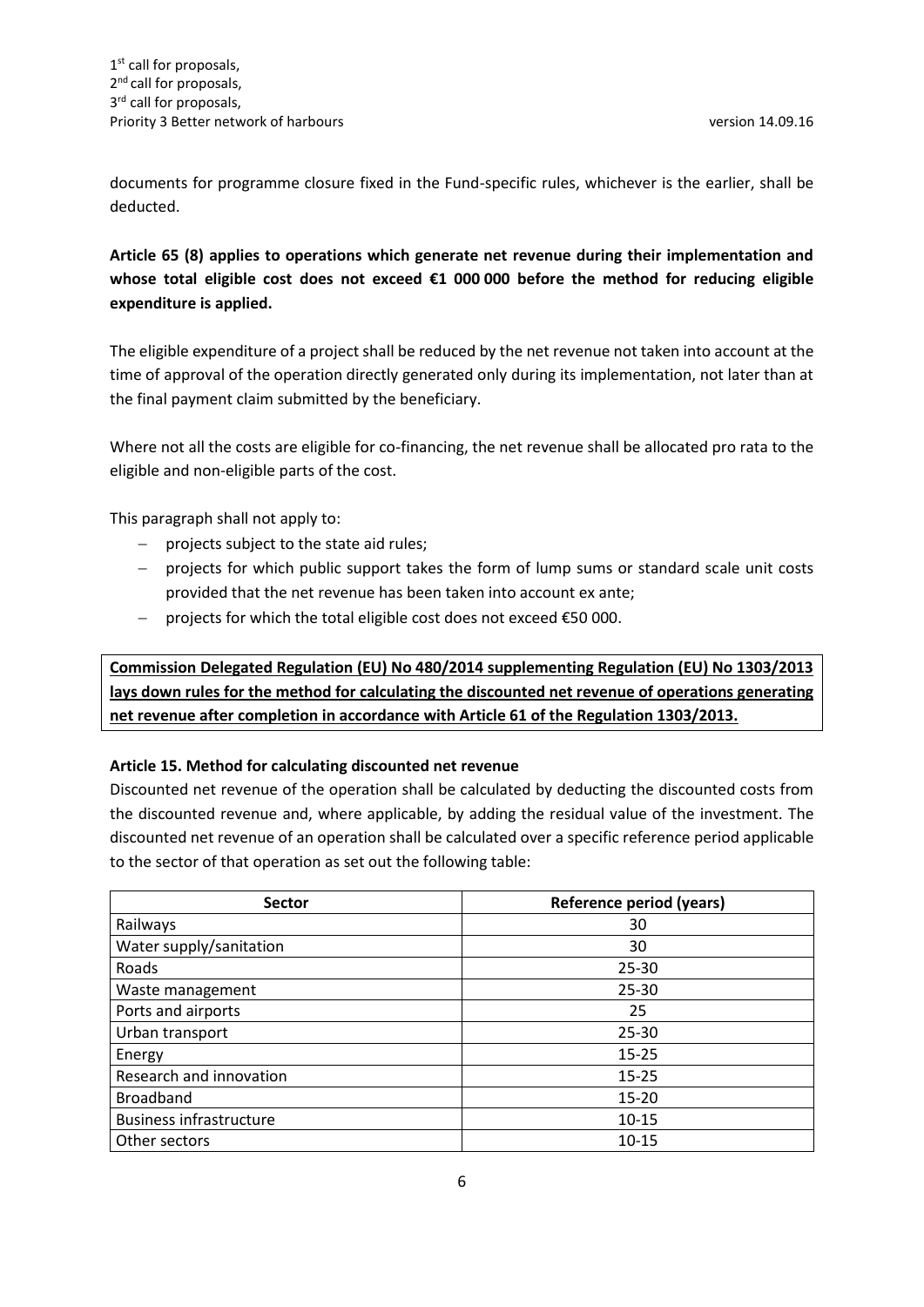documents for programme closure fixed in the Fund-specific rules, whichever is the earlier, shall be deducted.

**Article 65 (8) applies to operations which generate net revenue during their implementation and whose total eligible cost does not exceed €1 000 000 before the method for reducing eligible expenditure is applied.**

The eligible expenditure of a project shall be reduced by the net revenue not taken into account at the time of approval of the operation directly generated only during its implementation, not later than at the final payment claim submitted by the beneficiary.

Where not all the costs are eligible for co-financing, the net revenue shall be allocated pro rata to the eligible and non-eligible parts of the cost.

This paragraph shall not apply to:

- projects subject to the state aid rules;
- projects for which public support takes the form of lump sums or standard scale unit costs provided that the net revenue has been taken into account ex ante;
- projects for which the total eligible cost does not exceed €50 000.

**Commission Delegated Regulation (EU) No 480/2014 supplementing Regulation (EU) No 1303/2013 lays down rules for the method for calculating the discounted net revenue of operations generating net revenue after completion in accordance with Article 61 of the Regulation 1303/2013.**

**Article 15. Method for calculating discounted net revenue**

Discounted net revenue of the operation shall be calculated by deducting the discounted costs from the discounted revenue and, where applicable, by adding the residual value of the investment. The discounted net revenue of an operation shall be calculated over a specific reference period applicable to the sector of that operation as set out the following table:

| Sector | Reference period (years) |
|---|---|
| Railways | 30 |
| Water supply/sanitation | 30 |
| Roads | 25-30 |
| Waste management | 25-30 |
| Ports and airports | 25 |
| Urban transport | 25-30 |
| Energy | 15-25 |
| Research and innovation | 15-25 |
| Broadband | 15-20 |
| Business infrastructure | 10-15 |
| Other sectors | 10-15 |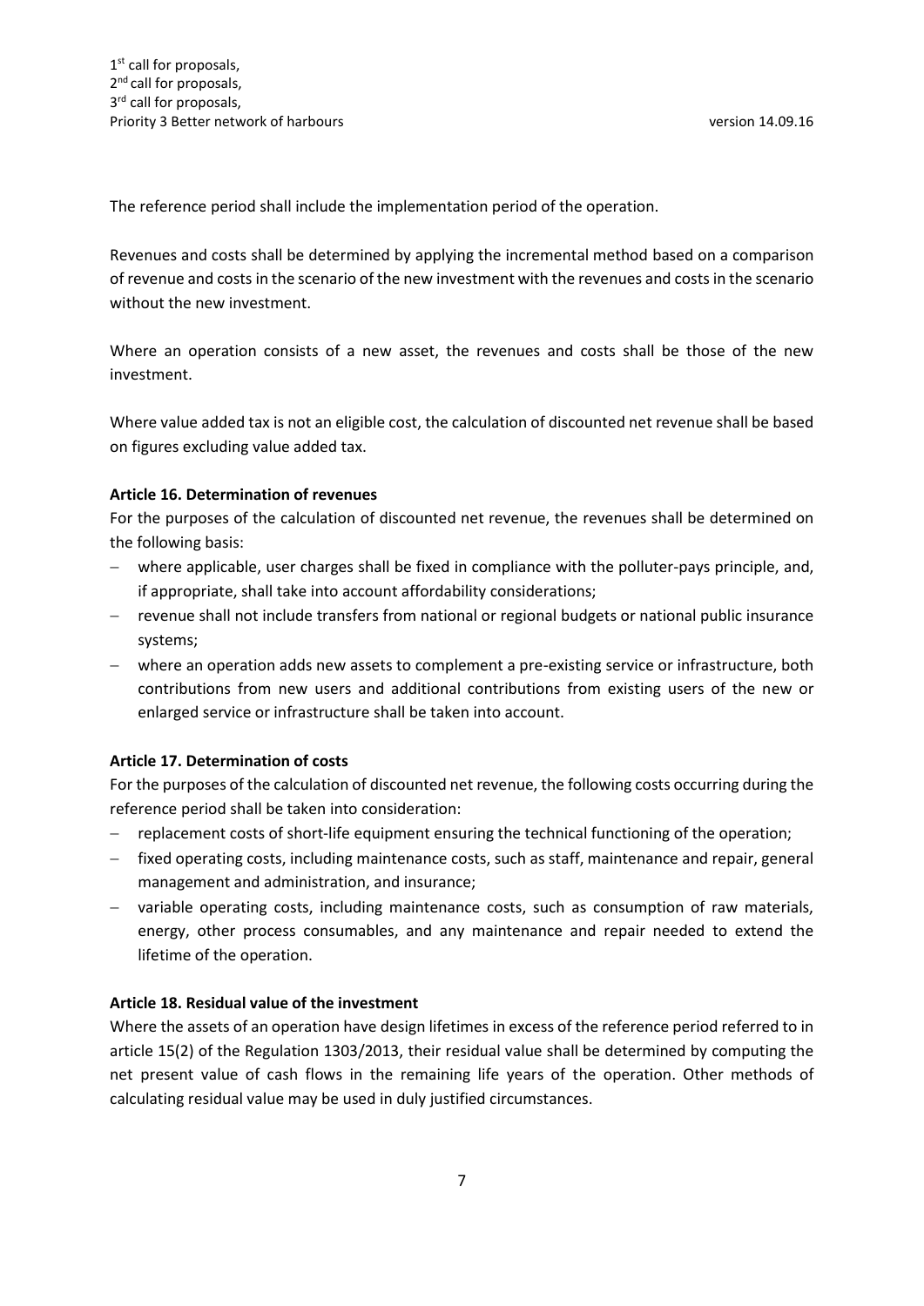The reference period shall include the implementation period of the operation.

Revenues and costs shall be determined by applying the incremental method based on a comparison of revenue and costs in the scenario of the new investment with the revenues and costs in the scenario without the new investment.

Where an operation consists of a new asset, the revenues and costs shall be those of the new investment.

Where value added tax is not an eligible cost, the calculation of discounted net revenue shall be based on figures excluding value added tax.

**Article 16. Determination of revenues**

For the purposes of the calculation of discounted net revenue, the revenues shall be determined on the following basis:

- where applicable, user charges shall be fixed in compliance with the polluter-pays principle, and, if appropriate, shall take into account affordability considerations;
- revenue shall not include transfers from national or regional budgets or national public insurance systems;
- where an operation adds new assets to complement a pre-existing service or infrastructure, both contributions from new users and additional contributions from existing users of the new or enlarged service or infrastructure shall be taken into account.

**Article 17. Determination of costs**

For the purposes of the calculation of discounted net revenue, the following costs occurring during the reference period shall be taken into consideration:

- replacement costs of short-life equipment ensuring the technical functioning of the operation;
- fixed operating costs, including maintenance costs, such as staff, maintenance and repair, general management and administration, and insurance;
- variable operating costs, including maintenance costs, such as consumption of raw materials, energy, other process consumables, and any maintenance and repair needed to extend the lifetime of the operation.

**Article 18. Residual value of the investment**

Where the assets of an operation have design lifetimes in excess of the reference period referred to in article 15(2) of the Regulation 1303/2013, their residual value shall be determined by computing the net present value of cash flows in the remaining life years of the operation. Other methods of calculating residual value may be used in duly justified circumstances.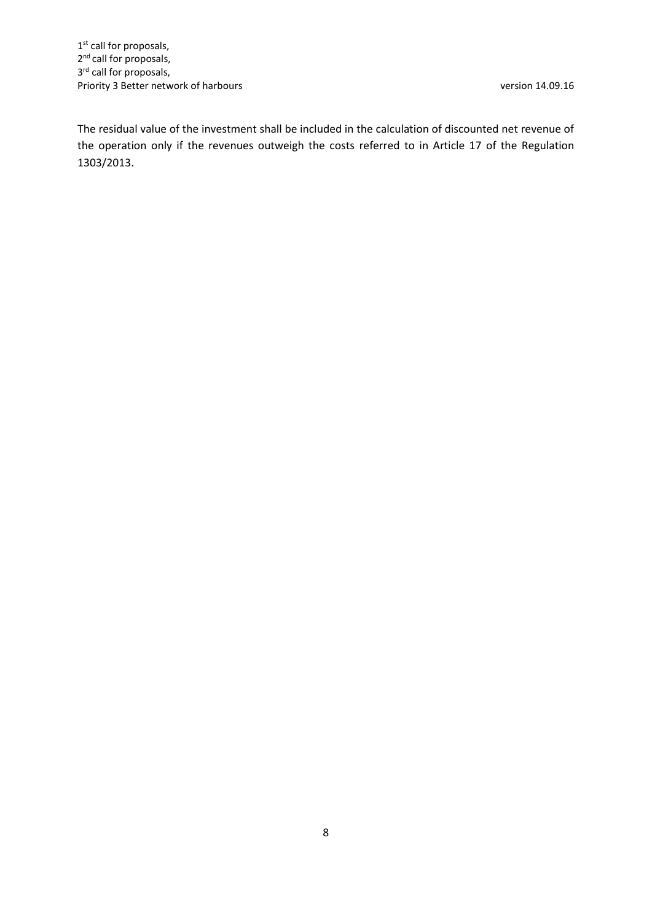The residual value of the investment shall be included in the calculation of discounted net revenue of the operation only if the revenues outweigh the costs referred to in Article 17 of the Regulation 1303/2013.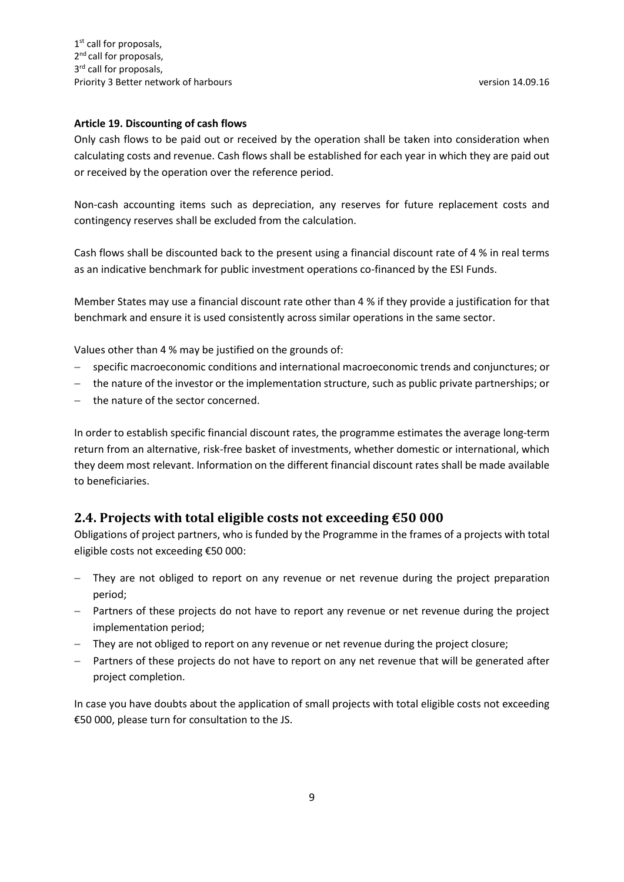**Article 19. Discounting of cash flows**

Only cash flows to be paid out or received by the operation shall be taken into consideration when calculating costs and revenue. Cash flows shall be established for each year in which they are paid out or received by the operation over the reference period.

Non-cash accounting items such as depreciation, any reserves for future replacement costs and contingency reserves shall be excluded from the calculation.

Cash flows shall be discounted back to the present using a financial discount rate of 4 % in real terms as an indicative benchmark for public investment operations co-financed by the ESI Funds.

Member States may use a financial discount rate other than 4 % if they provide a justification for that benchmark and ensure it is used consistently across similar operations in the same sector.

Values other than 4 % may be justified on the grounds of:

- specific macroeconomic conditions and international macroeconomic trends and conjunctures; or
- the nature of the investor or the implementation structure, such as public private partnerships; or
- the nature of the sector concerned.

In order to establish specific financial discount rates, the programme estimates the average long-term return from an alternative, risk-free basket of investments, whether domestic or international, which they deem most relevant. Information on the different financial discount rates shall be made available to beneficiaries.

## 2.4. Projects with total eligible costs not exceeding €50 000

Obligations of project partners, who is funded by the Programme in the frames of a projects with total eligible costs not exceeding €50 000:

- They are not obliged to report on any revenue or net revenue during the project preparation period;
- Partners of these projects do not have to report any revenue or net revenue during the project implementation period;
- They are not obliged to report on any revenue or net revenue during the project closure;
- Partners of these projects do not have to report on any net revenue that will be generated after project completion.

In case you have doubts about the application of small projects with total eligible costs not exceeding €50 000, please turn for consultation to the JS.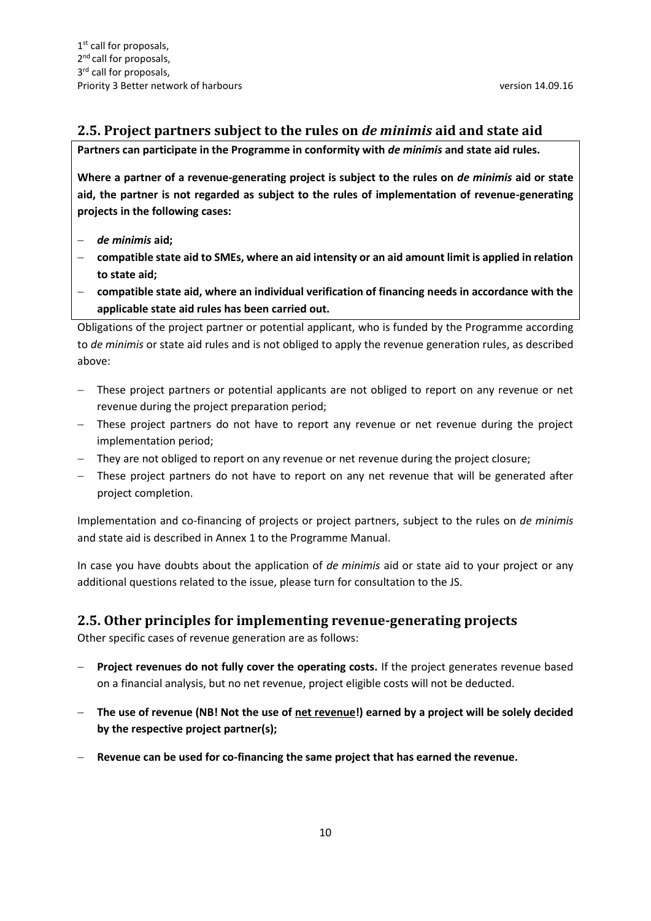## 2.5. Project partners subject to the rules on *de minimis* aid and state aid

**Partners can participate in the Programme in conformity with *de minimis* and state aid rules.**

**Where a partner of a revenue-generating project is subject to the rules on *de minimis* aid or state aid, the partner is not regarded as subject to the rules of implementation of revenue-generating projects in the following cases:**

- ***de minimis* aid;**
- **compatible state aid to SMEs, where an aid intensity or an aid amount limit is applied in relation to state aid;**
- **compatible state aid, where an individual verification of financing needs in accordance with the applicable state aid rules has been carried out.**

Obligations of the project partner or potential applicant, who is funded by the Programme according to *de minimis* or state aid rules and is not obliged to apply the revenue generation rules, as described above:

- These project partners or potential applicants are not obliged to report on any revenue or net revenue during the project preparation period;
- These project partners do not have to report any revenue or net revenue during the project implementation period;
- They are not obliged to report on any revenue or net revenue during the project closure;
- These project partners do not have to report on any net revenue that will be generated after project completion.

Implementation and co-financing of projects or project partners, subject to the rules on *de minimis* and state aid is described in Annex 1 to the Programme Manual.

In case you have doubts about the application of *de minimis* aid or state aid to your project or any additional questions related to the issue, please turn for consultation to the JS.

## 2.5. Other principles for implementing revenue-generating projects

Other specific cases of revenue generation are as follows:

- **Project revenues do not fully cover the operating costs.** If the project generates revenue based on a financial analysis, but no net revenue, project eligible costs will not be deducted.
- **The use of revenue (NB! Not the use of <u>net revenue</u>!) earned by a project will be solely decided by the respective project partner(s);**
- **Revenue can be used for co-financing the same project that has earned the revenue.**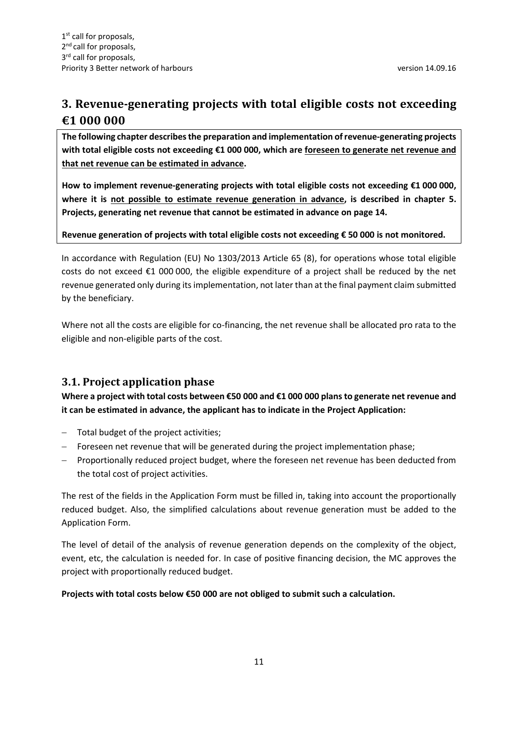# 3. Revenue-generating projects with total eligible costs not exceeding €1 000 000

**The following chapter describes the preparation and implementation of revenue-generating projects with total eligible costs not exceeding €1 000 000, which are foreseen to generate net revenue and that net revenue can be estimated in advance.**

**How to implement revenue-generating projects with total eligible costs not exceeding €1 000 000, where it is not possible to estimate revenue generation in advance, is described in chapter 5. Projects, generating net revenue that cannot be estimated in advance on page 14.**

**Revenue generation of projects with total eligible costs not exceeding € 50 000 is not monitored.**

In accordance with Regulation (EU) No 1303/2013 Article 65 (8), for operations whose total eligible costs do not exceed €1 000 000, the eligible expenditure of a project shall be reduced by the net revenue generated only during its implementation, not later than at the final payment claim submitted by the beneficiary.

Where not all the costs are eligible for co-financing, the net revenue shall be allocated pro rata to the eligible and non-eligible parts of the cost.

## 3.1. Project application phase

**Where a project with total costs between €50 000 and €1 000 000 plans to generate net revenue and it can be estimated in advance, the applicant has to indicate in the Project Application:**

- Total budget of the project activities;
- Foreseen net revenue that will be generated during the project implementation phase;
- Proportionally reduced project budget, where the foreseen net revenue has been deducted from the total cost of project activities.

The rest of the fields in the Application Form must be filled in, taking into account the proportionally reduced budget. Also, the simplified calculations about revenue generation must be added to the Application Form.

The level of detail of the analysis of revenue generation depends on the complexity of the object, event, etc, the calculation is needed for. In case of positive financing decision, the MC approves the project with proportionally reduced budget.

**Projects with total costs below €50 000 are not obliged to submit such a calculation.**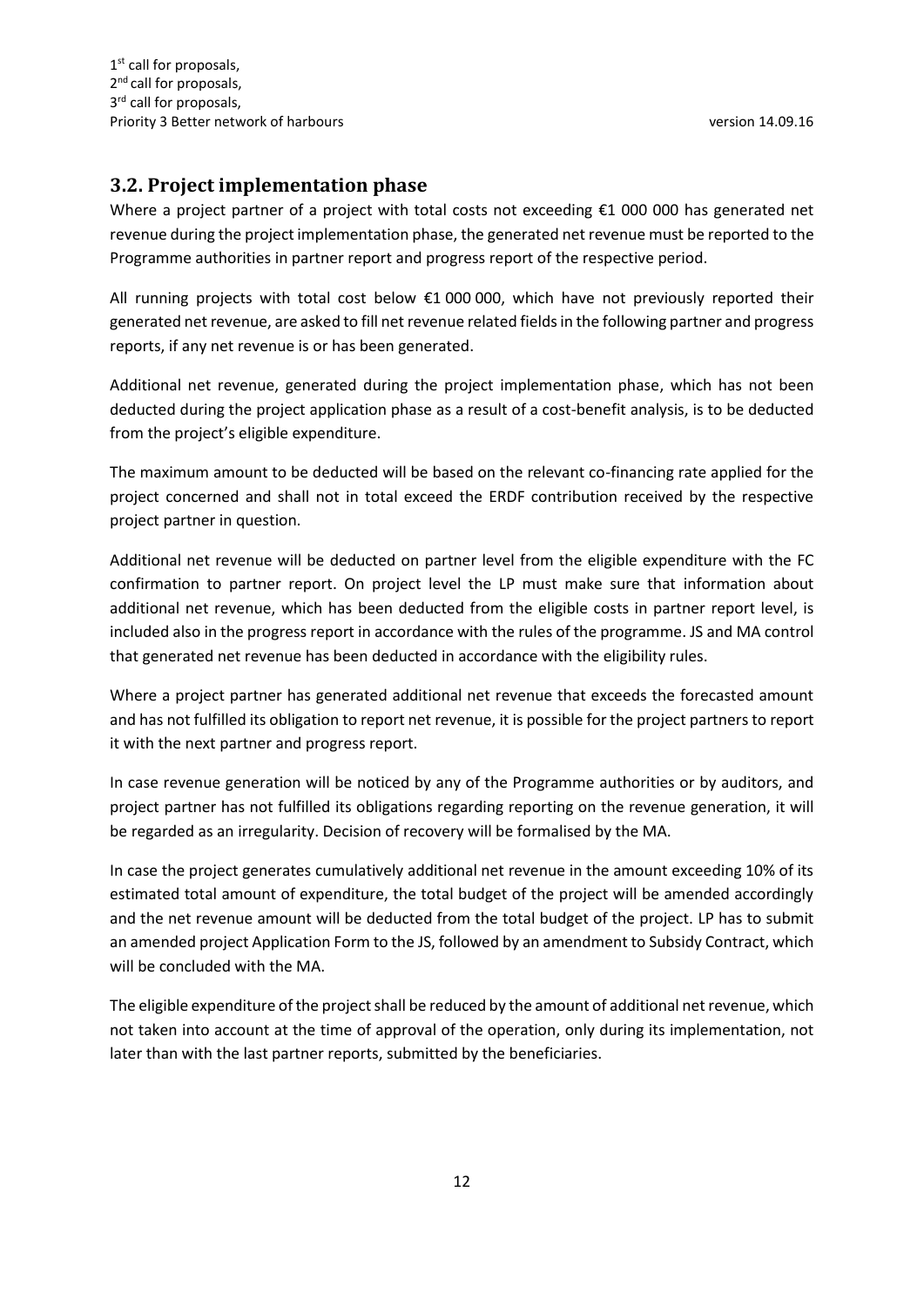## 3.2. Project implementation phase

Where a project partner of a project with total costs not exceeding €1 000 000 has generated net revenue during the project implementation phase, the generated net revenue must be reported to the Programme authorities in partner report and progress report of the respective period.

All running projects with total cost below €1 000 000, which have not previously reported their generated net revenue, are asked to fill net revenue related fields in the following partner and progress reports, if any net revenue is or has been generated.

Additional net revenue, generated during the project implementation phase, which has not been deducted during the project application phase as a result of a cost-benefit analysis, is to be deducted from the project's eligible expenditure.

The maximum amount to be deducted will be based on the relevant co-financing rate applied for the project concerned and shall not in total exceed the ERDF contribution received by the respective project partner in question.

Additional net revenue will be deducted on partner level from the eligible expenditure with the FC confirmation to partner report. On project level the LP must make sure that information about additional net revenue, which has been deducted from the eligible costs in partner report level, is included also in the progress report in accordance with the rules of the programme. JS and MA control that generated net revenue has been deducted in accordance with the eligibility rules.

Where a project partner has generated additional net revenue that exceeds the forecasted amount and has not fulfilled its obligation to report net revenue, it is possible for the project partners to report it with the next partner and progress report.

In case revenue generation will be noticed by any of the Programme authorities or by auditors, and project partner has not fulfilled its obligations regarding reporting on the revenue generation, it will be regarded as an irregularity. Decision of recovery will be formalised by the MA.

In case the project generates cumulatively additional net revenue in the amount exceeding 10% of its estimated total amount of expenditure, the total budget of the project will be amended accordingly and the net revenue amount will be deducted from the total budget of the project. LP has to submit an amended project Application Form to the JS, followed by an amendment to Subsidy Contract, which will be concluded with the MA.

The eligible expenditure of the project shall be reduced by the amount of additional net revenue, which not taken into account at the time of approval of the operation, only during its implementation, not later than with the last partner reports, submitted by the beneficiaries.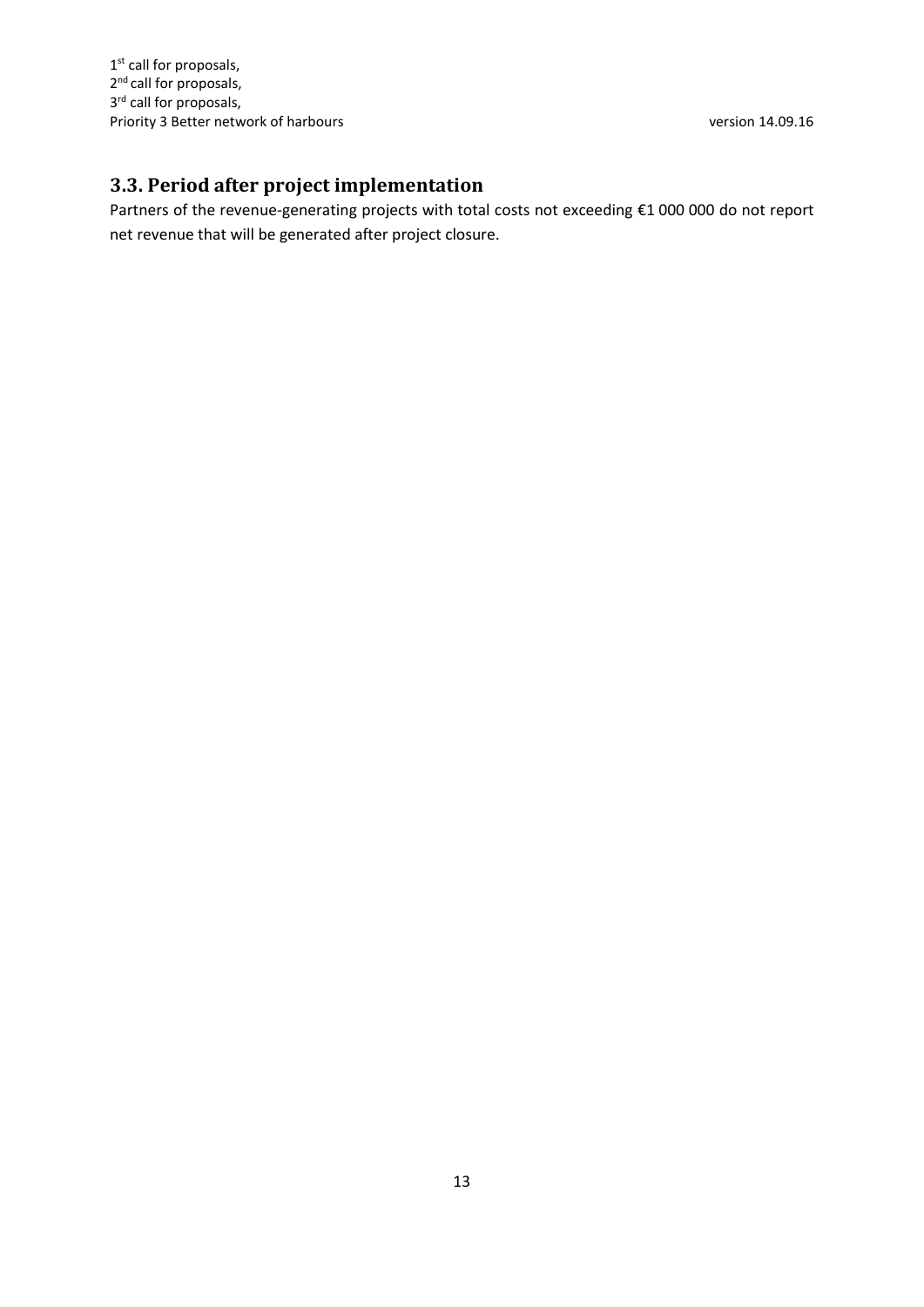## 3.3. Period after project implementation

Partners of the revenue-generating projects with total costs not exceeding €1 000 000 do not report net revenue that will be generated after project closure.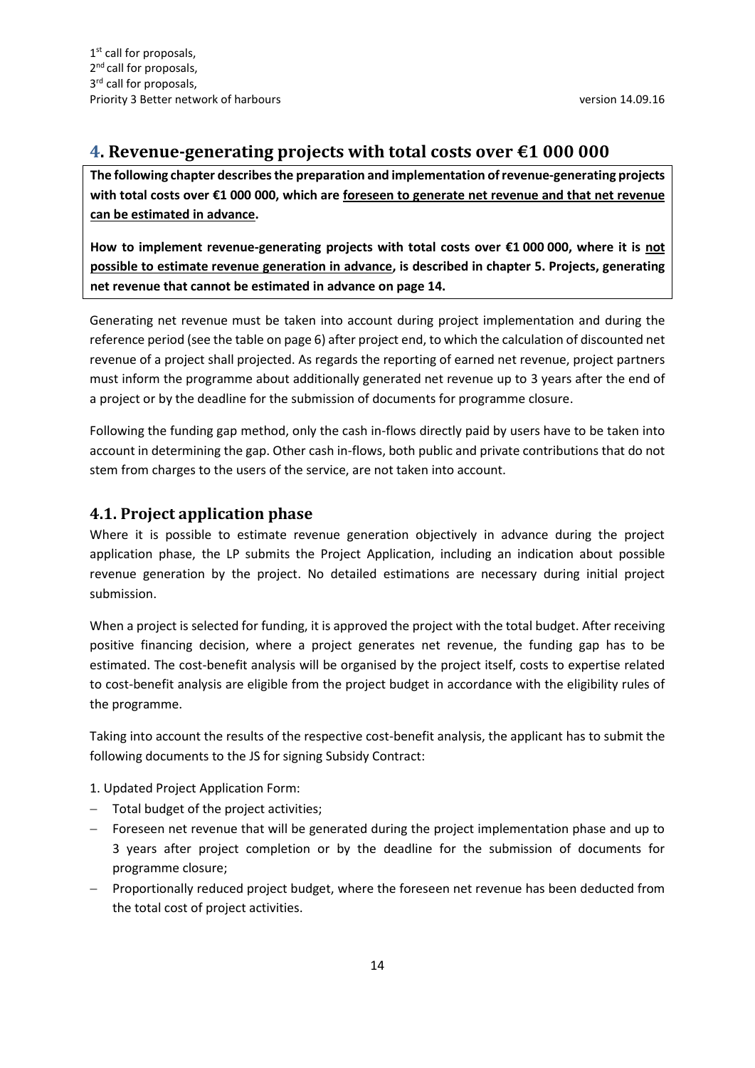## 4. Revenue-generating projects with total costs over €1 000 000

**The following chapter describes the preparation and implementation of revenue-generating projects with total costs over €1 000 000, which are foreseen to generate net revenue and that net revenue can be estimated in advance.**

**How to implement revenue-generating projects with total costs over €1 000 000, where it is not possible to estimate revenue generation in advance, is described in chapter 5. Projects, generating net revenue that cannot be estimated in advance on page 14.**

Generating net revenue must be taken into account during project implementation and during the reference period (see the table on page 6) after project end, to which the calculation of discounted net revenue of a project shall projected. As regards the reporting of earned net revenue, project partners must inform the programme about additionally generated net revenue up to 3 years after the end of a project or by the deadline for the submission of documents for programme closure.

Following the funding gap method, only the cash in-flows directly paid by users have to be taken into account in determining the gap. Other cash in-flows, both public and private contributions that do not stem from charges to the users of the service, are not taken into account.

### 4.1. Project application phase

Where it is possible to estimate revenue generation objectively in advance during the project application phase, the LP submits the Project Application, including an indication about possible revenue generation by the project. No detailed estimations are necessary during initial project submission.

When a project is selected for funding, it is approved the project with the total budget. After receiving positive financing decision, where a project generates net revenue, the funding gap has to be estimated. The cost-benefit analysis will be organised by the project itself, costs to expertise related to cost-benefit analysis are eligible from the project budget in accordance with the eligibility rules of the programme.

Taking into account the results of the respective cost-benefit analysis, the applicant has to submit the following documents to the JS for signing Subsidy Contract:

1. Updated Project Application Form:
- Total budget of the project activities;
- Foreseen net revenue that will be generated during the project implementation phase and up to 3 years after project completion or by the deadline for the submission of documents for programme closure;
- Proportionally reduced project budget, where the foreseen net revenue has been deducted from the total cost of project activities.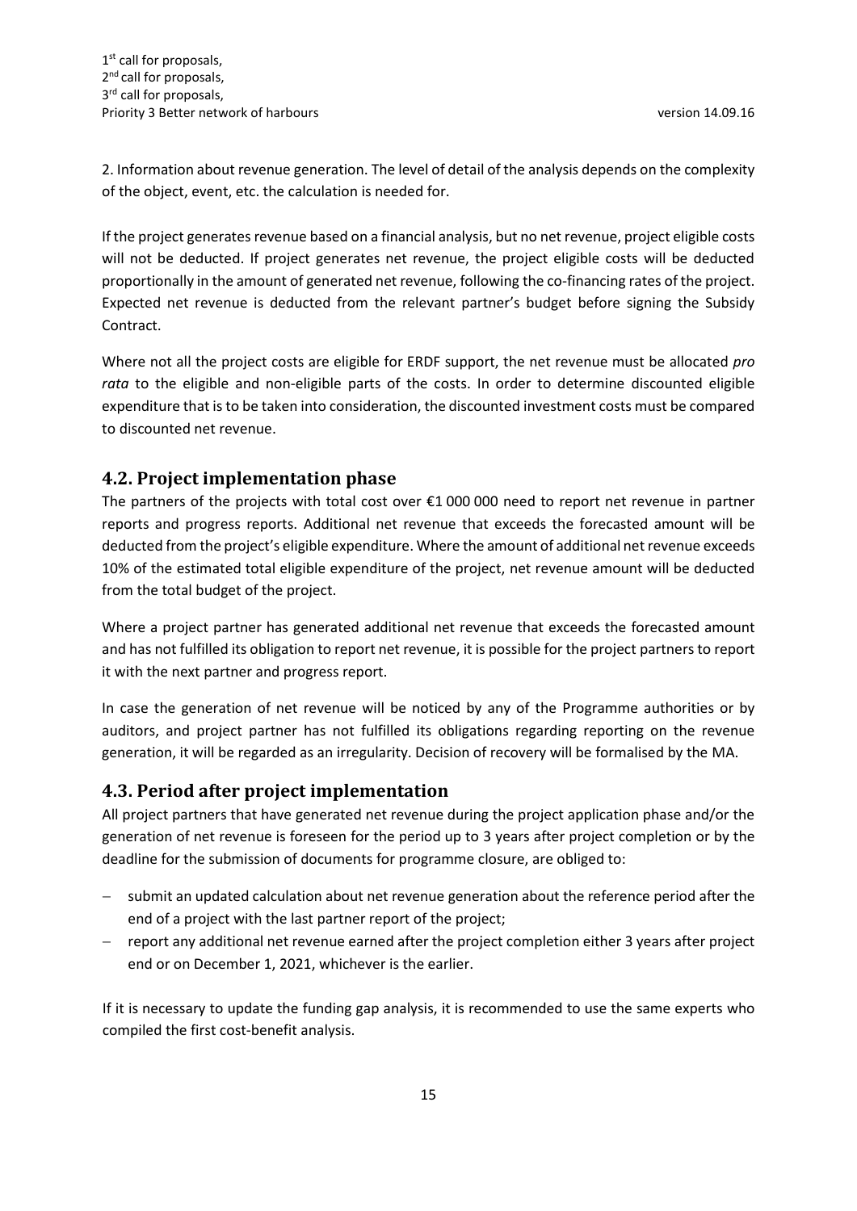2. Information about revenue generation. The level of detail of the analysis depends on the complexity of the object, event, etc. the calculation is needed for.

If the project generates revenue based on a financial analysis, but no net revenue, project eligible costs will not be deducted. If project generates net revenue, the project eligible costs will be deducted proportionally in the amount of generated net revenue, following the co-financing rates of the project. Expected net revenue is deducted from the relevant partner's budget before signing the Subsidy Contract.

Where not all the project costs are eligible for ERDF support, the net revenue must be allocated *pro rata* to the eligible and non-eligible parts of the costs. In order to determine discounted eligible expenditure that is to be taken into consideration, the discounted investment costs must be compared to discounted net revenue.

## 4.2. Project implementation phase

The partners of the projects with total cost over €1 000 000 need to report net revenue in partner reports and progress reports. Additional net revenue that exceeds the forecasted amount will be deducted from the project's eligible expenditure. Where the amount of additional net revenue exceeds 10% of the estimated total eligible expenditure of the project, net revenue amount will be deducted from the total budget of the project.

Where a project partner has generated additional net revenue that exceeds the forecasted amount and has not fulfilled its obligation to report net revenue, it is possible for the project partners to report it with the next partner and progress report.

In case the generation of net revenue will be noticed by any of the Programme authorities or by auditors, and project partner has not fulfilled its obligations regarding reporting on the revenue generation, it will be regarded as an irregularity. Decision of recovery will be formalised by the MA.

## 4.3. Period after project implementation

All project partners that have generated net revenue during the project application phase and/or the generation of net revenue is foreseen for the period up to 3 years after project completion or by the deadline for the submission of documents for programme closure, are obliged to:

- submit an updated calculation about net revenue generation about the reference period after the end of a project with the last partner report of the project;
- report any additional net revenue earned after the project completion either 3 years after project end or on December 1, 2021, whichever is the earlier.

If it is necessary to update the funding gap analysis, it is recommended to use the same experts who compiled the first cost-benefit analysis.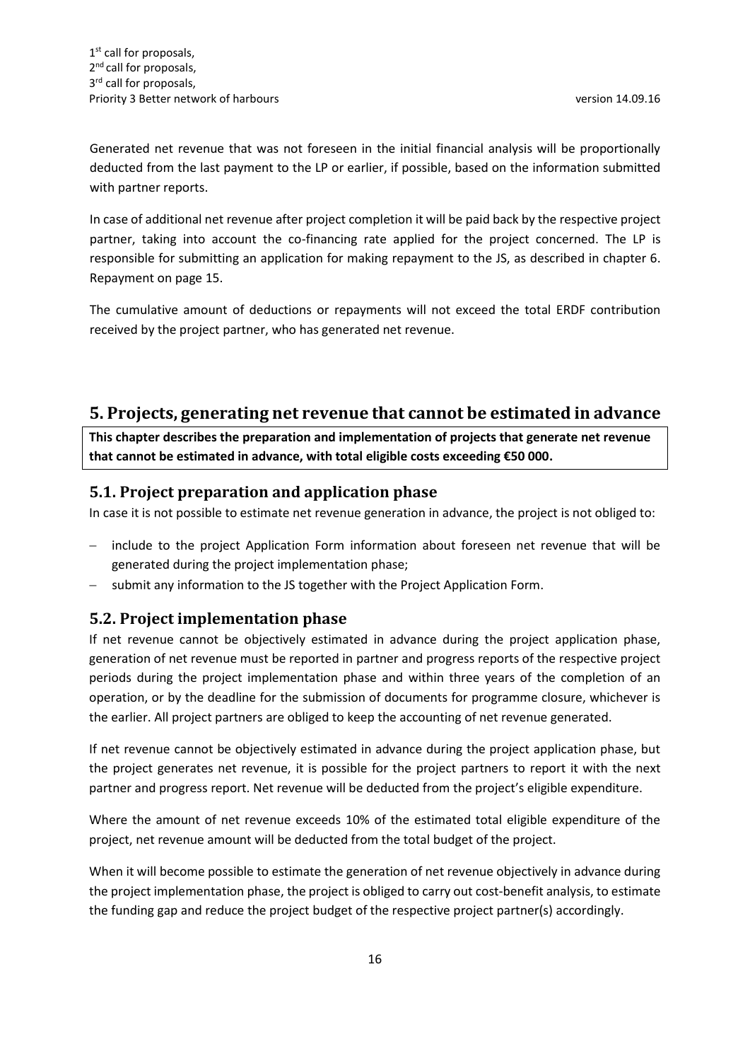Generated net revenue that was not foreseen in the initial financial analysis will be proportionally deducted from the last payment to the LP or earlier, if possible, based on the information submitted with partner reports.

In case of additional net revenue after project completion it will be paid back by the respective project partner, taking into account the co-financing rate applied for the project concerned. The LP is responsible for submitting an application for making repayment to the JS, as described in chapter 6. Repayment on page 15.

The cumulative amount of deductions or repayments will not exceed the total ERDF contribution received by the project partner, who has generated net revenue.

# 5. Projects, generating net revenue that cannot be estimated in advance

**This chapter describes the preparation and implementation of projects that generate net revenue that cannot be estimated in advance, with total eligible costs exceeding €50 000.**

## 5.1. Project preparation and application phase

In case it is not possible to estimate net revenue generation in advance, the project is not obliged to:

- include to the project Application Form information about foreseen net revenue that will be generated during the project implementation phase;
- submit any information to the JS together with the Project Application Form.

## 5.2. Project implementation phase

If net revenue cannot be objectively estimated in advance during the project application phase, generation of net revenue must be reported in partner and progress reports of the respective project periods during the project implementation phase and within three years of the completion of an operation, or by the deadline for the submission of documents for programme closure, whichever is the earlier. All project partners are obliged to keep the accounting of net revenue generated.

If net revenue cannot be objectively estimated in advance during the project application phase, but the project generates net revenue, it is possible for the project partners to report it with the next partner and progress report. Net revenue will be deducted from the project's eligible expenditure.

Where the amount of net revenue exceeds 10% of the estimated total eligible expenditure of the project, net revenue amount will be deducted from the total budget of the project.

When it will become possible to estimate the generation of net revenue objectively in advance during the project implementation phase, the project is obliged to carry out cost-benefit analysis, to estimate the funding gap and reduce the project budget of the respective project partner(s) accordingly.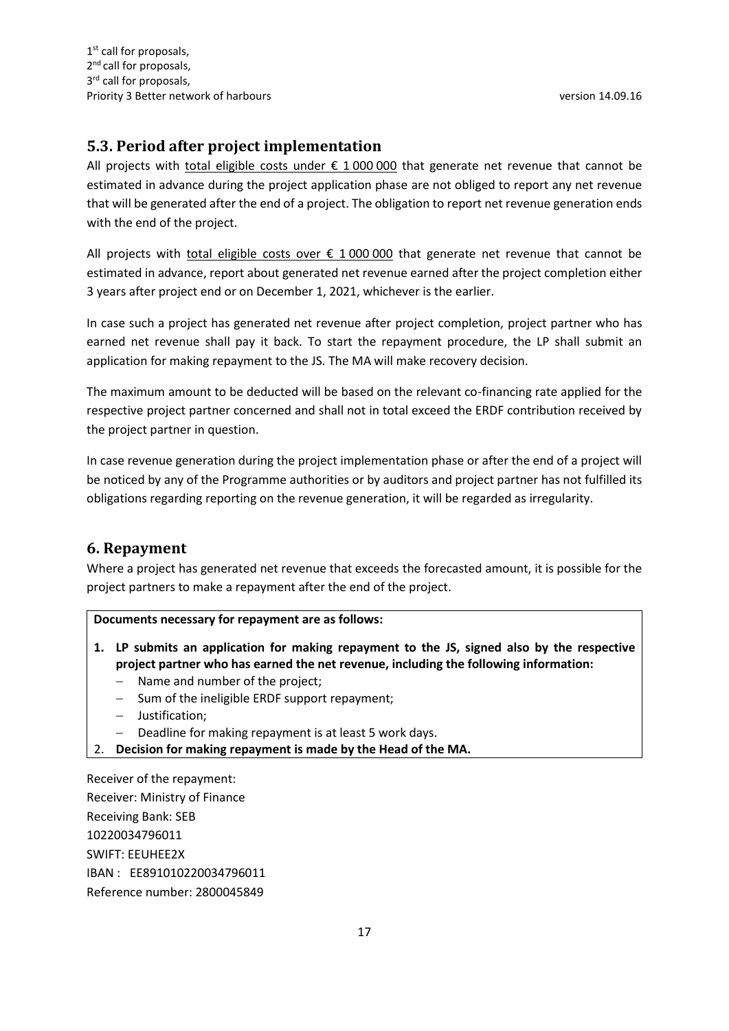## 5.3. Period after project implementation

All projects with total eligible costs under € 1 000 000 that generate net revenue that cannot be estimated in advance during the project application phase are not obliged to report any net revenue that will be generated after the end of a project. The obligation to report net revenue generation ends with the end of the project.

All projects with total eligible costs over € 1 000 000 that generate net revenue that cannot be estimated in advance, report about generated net revenue earned after the project completion either 3 years after project end or on December 1, 2021, whichever is the earlier.

In case such a project has generated net revenue after project completion, project partner who has earned net revenue shall pay it back. To start the repayment procedure, the LP shall submit an application for making repayment to the JS. The MA will make recovery decision.

The maximum amount to be deducted will be based on the relevant co-financing rate applied for the respective project partner concerned and shall not in total exceed the ERDF contribution received by the project partner in question.

In case revenue generation during the project implementation phase or after the end of a project will be noticed by any of the Programme authorities or by auditors and project partner has not fulfilled its obligations regarding reporting on the revenue generation, it will be regarded as irregularity.

# 6. Repayment

Where a project has generated net revenue that exceeds the forecasted amount, it is possible for the project partners to make a repayment after the end of the project.

**Documents necessary for repayment are as follows:**

1. **LP submits an application for making repayment to the JS, signed also by the respective project partner who has earned the net revenue, including the following information:**
   - Name and number of the project;
   - Sum of the ineligible ERDF support repayment;
   - Justification;
   - Deadline for making repayment is at least 5 work days.
2. **Decision for making repayment is made by the Head of the MA.**

Receiver of the repayment:
Receiver: Ministry of Finance
Receiving Bank: SEB
10220034796011
SWIFT: EEUHEE2X
IBAN : EE891010220034796011
Reference number: 2800045849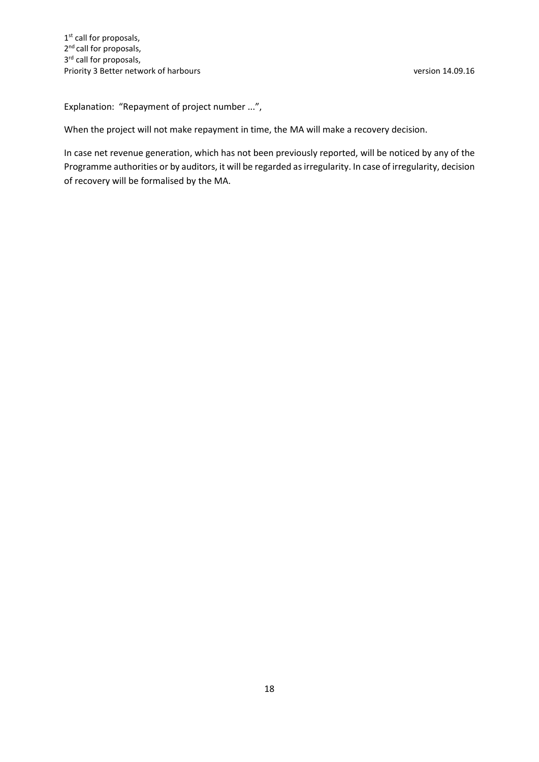Explanation: "Repayment of project number ...",

When the project will not make repayment in time, the MA will make a recovery decision.

In case net revenue generation, which has not been previously reported, will be noticed by any of the Programme authorities or by auditors, it will be regarded as irregularity. In case of irregularity, decision of recovery will be formalised by the MA.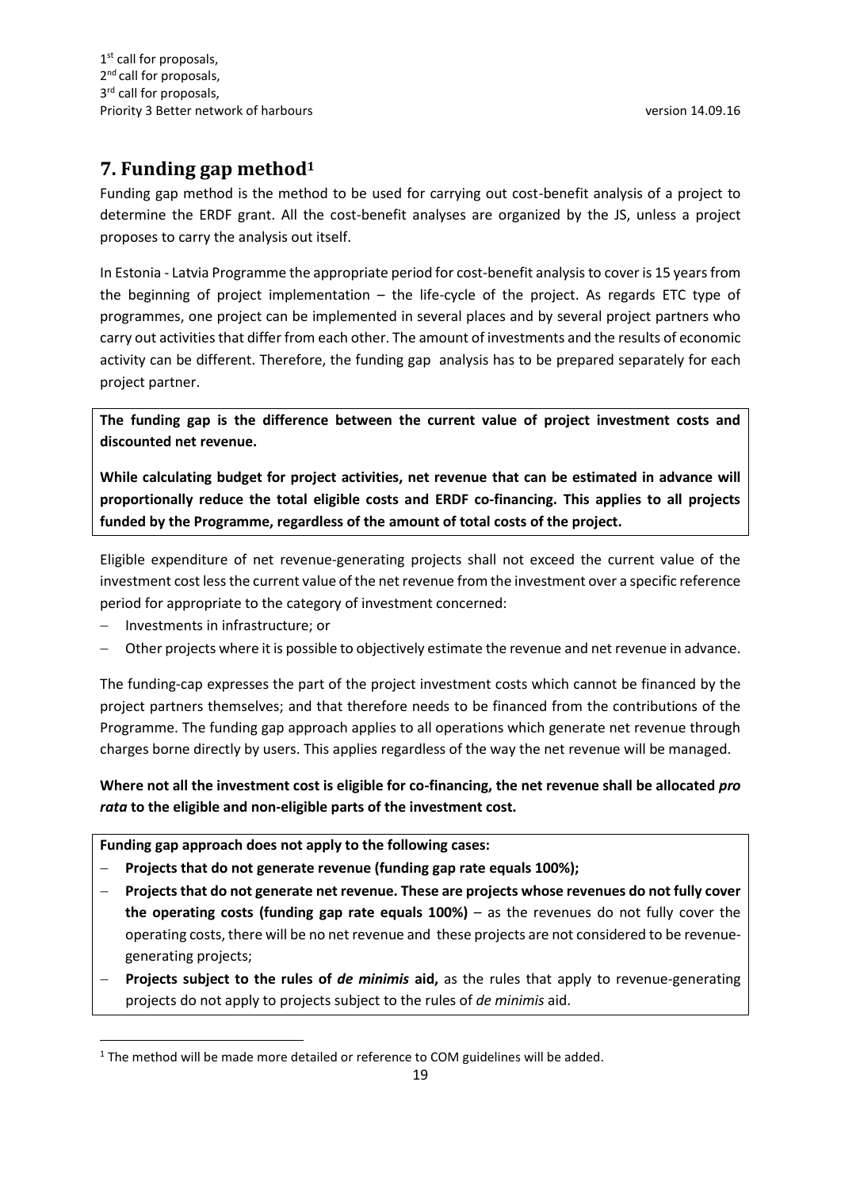## 7. Funding gap method[1]

Funding gap method is the method to be used for carrying out cost-benefit analysis of a project to determine the ERDF grant. All the cost-benefit analyses are organized by the JS, unless a project proposes to carry the analysis out itself.

In Estonia - Latvia Programme the appropriate period for cost-benefit analysis to cover is 15 years from the beginning of project implementation – the life-cycle of the project. As regards ETC type of programmes, one project can be implemented in several places and by several project partners who carry out activities that differ from each other. The amount of investments and the results of economic activity can be different. Therefore, the funding gap analysis has to be prepared separately for each project partner.

**The funding gap is the difference between the current value of project investment costs and discounted net revenue.**

**While calculating budget for project activities, net revenue that can be estimated in advance will proportionally reduce the total eligible costs and ERDF co-financing. This applies to all projects funded by the Programme, regardless of the amount of total costs of the project.**

Eligible expenditure of net revenue-generating projects shall not exceed the current value of the investment cost less the current value of the net revenue from the investment over a specific reference period for appropriate to the category of investment concerned:

- Investments in infrastructure; or
- Other projects where it is possible to objectively estimate the revenue and net revenue in advance.

The funding-cap expresses the part of the project investment costs which cannot be financed by the project partners themselves; and that therefore needs to be financed from the contributions of the Programme. The funding gap approach applies to all operations which generate net revenue through charges borne directly by users. This applies regardless of the way the net revenue will be managed.

**Where not all the investment cost is eligible for co-financing, the net revenue shall be allocated *pro rata* to the eligible and non-eligible parts of the investment cost.**

**Funding gap approach does not apply to the following cases:**

- **Projects that do not generate revenue (funding gap rate equals 100%);**
- **Projects that do not generate net revenue. These are projects whose revenues do not fully cover the operating costs (funding gap rate equals 100%)** – as the revenues do not fully cover the operating costs, there will be no net revenue and these projects are not considered to be revenue-generating projects;
- **Projects subject to the rules of *de minimis* aid,** as the rules that apply to revenue-generating projects do not apply to projects subject to the rules of *de minimis* aid.

[1] The method will be made more detailed or reference to COM guidelines will be added.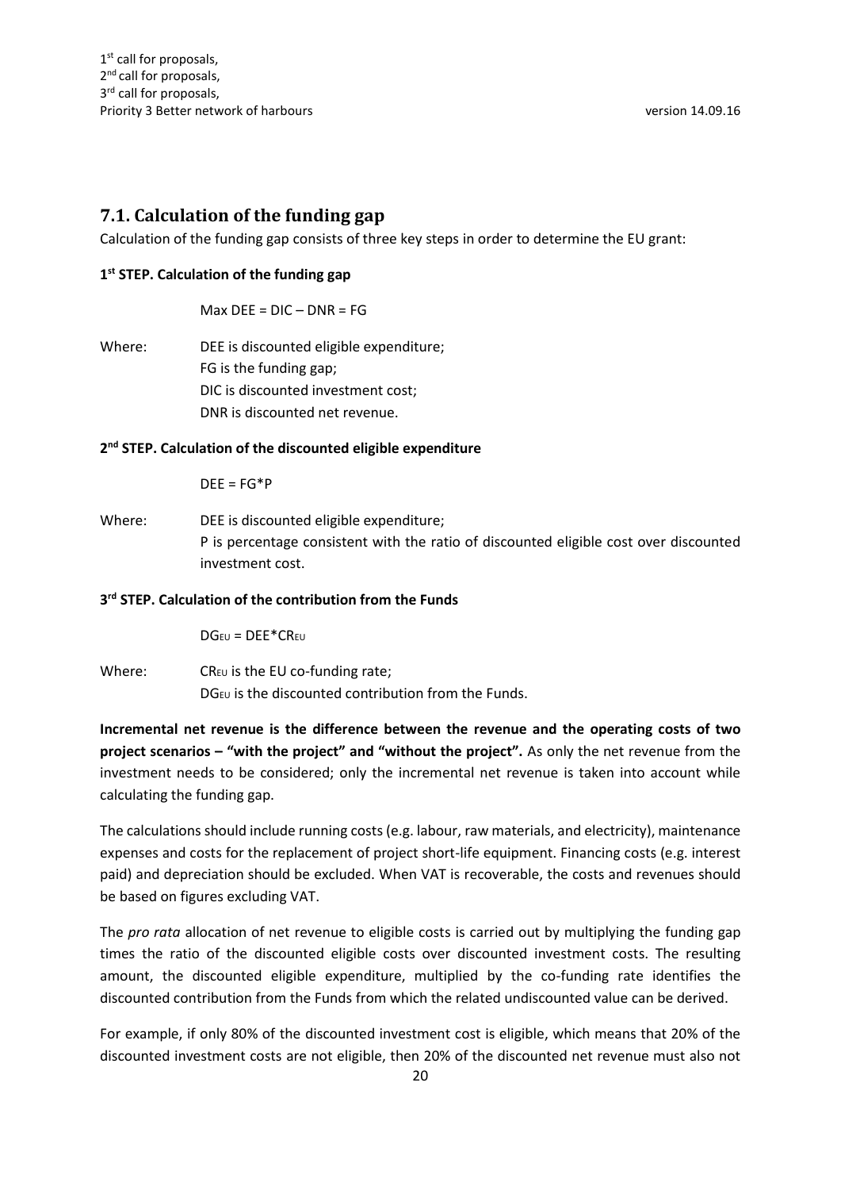## 7.1. Calculation of the funding gap

Calculation of the funding gap consists of three key steps in order to determine the EU grant:

**1st STEP. Calculation of the funding gap**

$$\text{Max DEE} = \text{DIC} - \text{DNR} = \text{FG}$$

Where:
DEE is discounted eligible expenditure;
FG is the funding gap;
DIC is discounted investment cost;
DNR is discounted net revenue.

**2nd STEP. Calculation of the discounted eligible expenditure**

$$\text{DEE} = \text{FG} * \text{P}$$

Where:
DEE is discounted eligible expenditure;
P is percentage consistent with the ratio of discounted eligible cost over discounted investment cost.

**3rd STEP. Calculation of the contribution from the Funds**

$$DG_{EU} = DEE * CR_{EU}$$

Where:
$CR_{EU}$ is the EU co-funding rate;
$DG_{EU}$ is the discounted contribution from the Funds.

**Incremental net revenue is the difference between the revenue and the operating costs of two project scenarios – "with the project" and "without the project".** As only the net revenue from the investment needs to be considered; only the incremental net revenue is taken into account while calculating the funding gap.

The calculations should include running costs (e.g. labour, raw materials, and electricity), maintenance expenses and costs for the replacement of project short-life equipment. Financing costs (e.g. interest paid) and depreciation should be excluded. When VAT is recoverable, the costs and revenues should be based on figures excluding VAT.

The *pro rata* allocation of net revenue to eligible costs is carried out by multiplying the funding gap times the ratio of the discounted eligible costs over discounted investment costs. The resulting amount, the discounted eligible expenditure, multiplied by the co-funding rate identifies the discounted contribution from the Funds from which the related undiscounted value can be derived.

For example, if only 80% of the discounted investment cost is eligible, which means that 20% of the discounted investment costs are not eligible, then 20% of the discounted net revenue must also not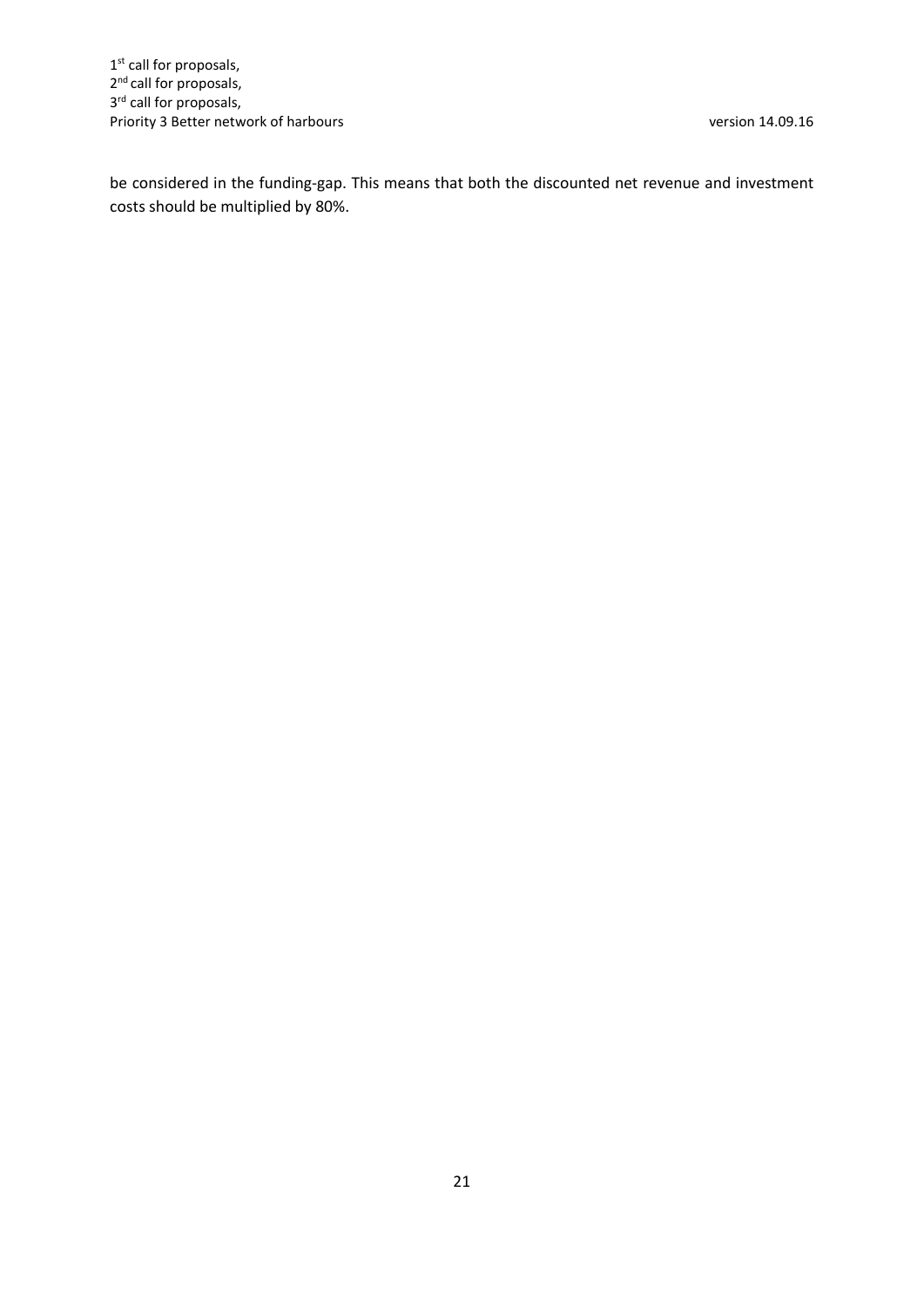be considered in the funding-gap. This means that both the discounted net revenue and investment costs should be multiplied by 80%.